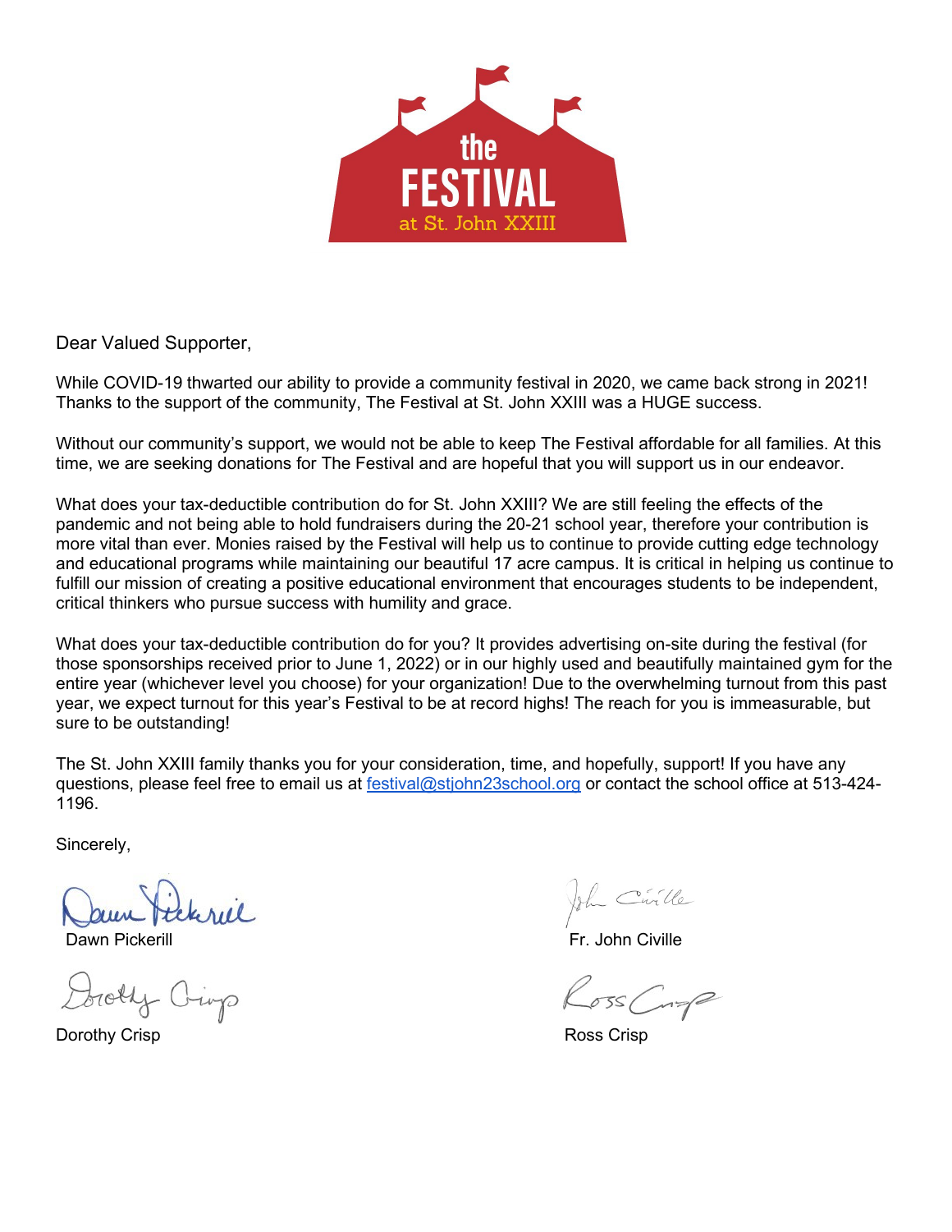the FESTIVAL at St. John XXIII

Dear Valued Supporter,

While COVID-19 thwarted our ability to provide a community festival in 2020, we came back strong in 2021! Thanks to the support of the community, The Festival at St. John XXIII was a HUGE success.

Without our community's support, we would not be able to keep The Festival affordable for all families. At this time, we are seeking donations for The Festival and are hopeful that you will support us in our endeavor.

What does your tax-deductible contribution do for St. John XXIII? We are still feeling the effects of the pandemic and not being able to hold fundraisers during the 20-21 school year, therefore your contribution is more vital than ever. Monies raised by the Festival will help us to continue to provide cutting edge technology and educational programs while maintaining our beautiful 17 acre campus. It is critical in helping us continue to fulfill our mission of creating a positive educational environment that encourages students to be independent, critical thinkers who pursue success with humility and grace.

What does your tax-deductible contribution do for you? It provides advertising on-site during the festival (for those sponsorships received prior to June 1, 2022) or in our highly used and beautifully maintained gym for the entire year (whichever level you choose) for your organization! Due to the overwhelming turnout from this past year, we expect turnout for this year's Festival to be at record highs! The reach for you is immeasurable, but sure to be outstanding!

The St. John XXIII family thanks you for your consideration, time, and hopefully, support! If you have any questions, please feel free to email us at festival@stjohn23school.org or contact the school office at 513-424-1196.

Sincerely,

Dawn Pickerill

Fr. John Civille

Dorothy Crisp

Ross Crisp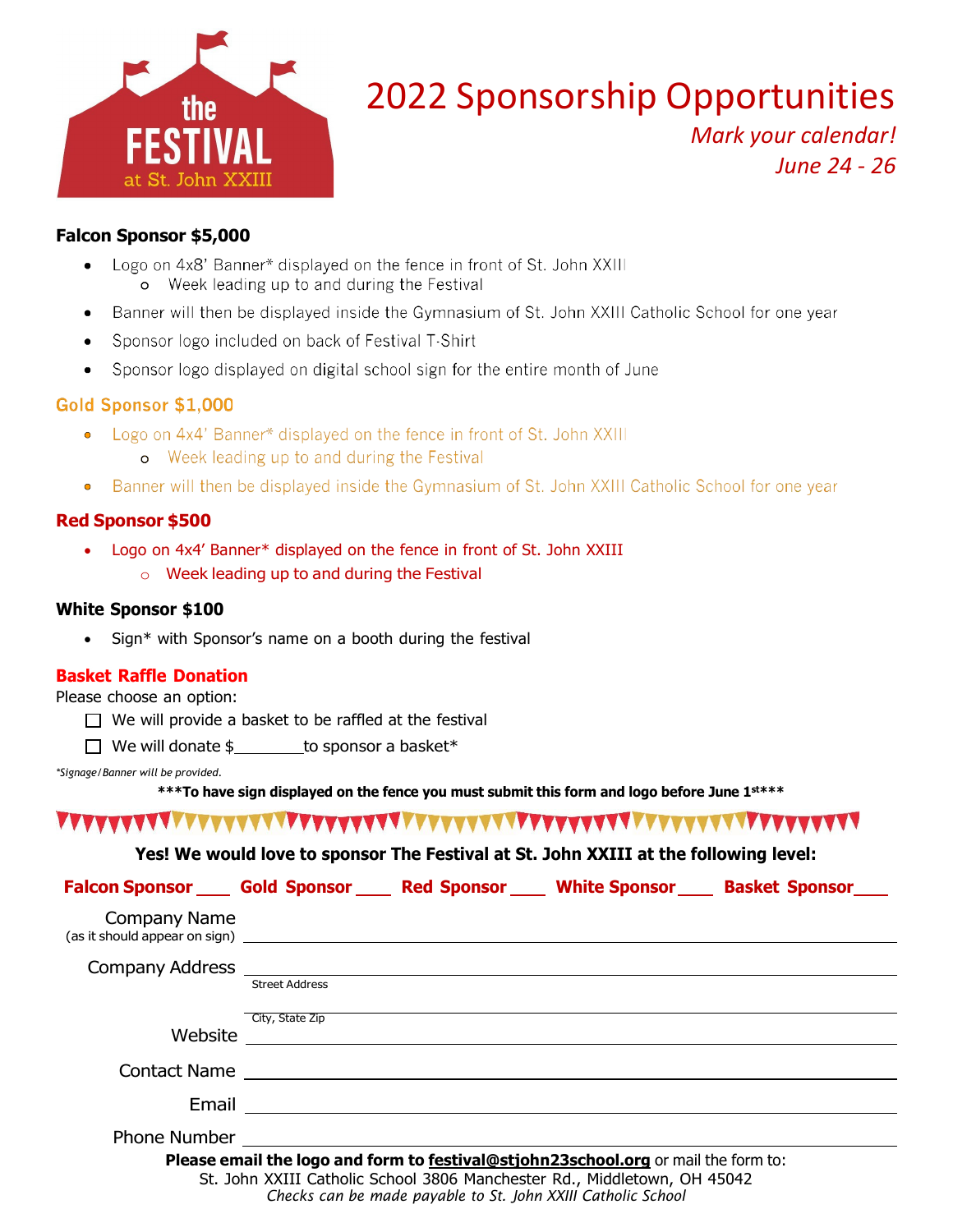the FESTIVAL at St. John XXIII

# 2022 Sponsorship Opportunities

*Mark your calendar!*
*June 24 - 26*

### Falcon Sponsor $5,000

- Logo on 4x8' Banner* displayed on the fence in front of St. John XXIII
  - Week leading up to and during the Festival
- Banner will then be displayed inside the Gymnasium of St. John XXIII Catholic School for one year
- Sponsor logo included on back of Festival T-Shirt
- Sponsor logo displayed on digital school sign for the entire month of June

### Gold Sponsor $1,000

- Logo on 4x4' Banner* displayed on the fence in front of St. John XXIII
  - Week leading up to and during the Festival
- Banner will then be displayed inside the Gymnasium of St. John XXIII Catholic School for one year

### Red Sponsor $500

- Logo on 4x4' Banner* displayed on the fence in front of St. John XXIII
  - Week leading up to and during the Festival

### White Sponsor $100

- Sign* with Sponsor's name on a booth during the festival

### Basket Raffle Donation

Please choose an option:

☐ We will provide a basket to be raffled at the festival

☐ We will donate $________to sponsor a basket*

*\*Signage/Banner will be provided.*

**\*\*\*To have sign displayed on the fence you must submit this form and logo before June 1st\*\*\***

**Yes! We would love to sponsor The Festival at St. John XXIII at the following level:**

**Falcon Sponsor ____ Gold Sponsor ____ Red Sponsor ____ White Sponsor ____ Basket Sponsor ____**

Company Name (as it should appear on sign) ______________________________

Company Address ______________________________
Street Address

______________________________
City, State Zip

Website ______________________________

Contact Name ______________________________

Email ______________________________

Phone Number ______________________________

**Please email the logo and form to festival@stjohn23school.org or mail the form to:**
St. John XXIII Catholic School 3806 Manchester Rd., Middletown, OH 45042
*Checks can be made payable to St. John XXIII Catholic School*